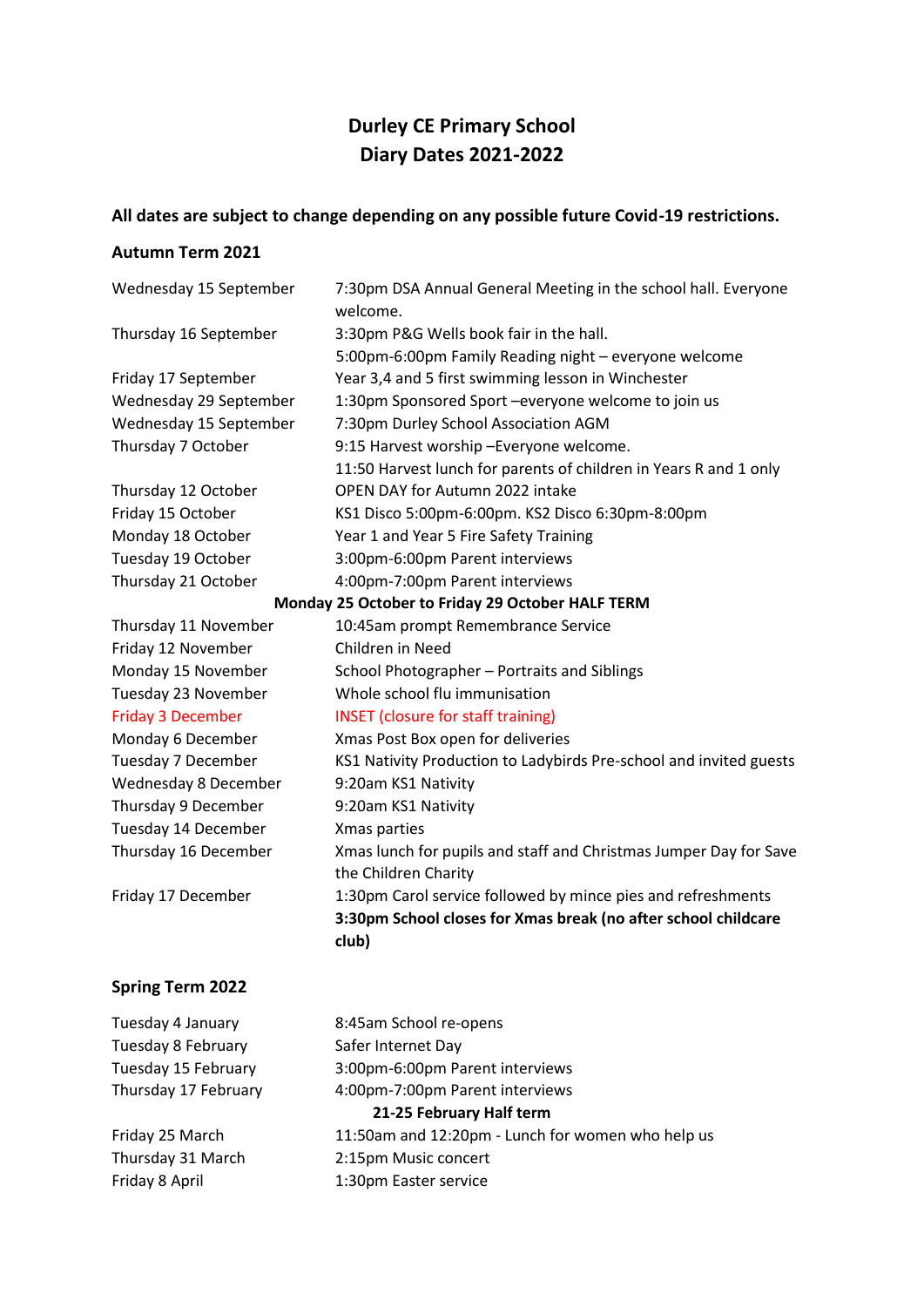# Durley CE Primary School
# Diary Dates 2021-2022

**All dates are subject to change depending on any possible future Covid-19 restrictions.**

## Autumn Term 2021

| | |
|---|---|
| Wednesday 15 September | 7:30pm DSA Annual General Meeting in the school hall. Everyone welcome. |
| Thursday 16 September | 3:30pm P&G Wells book fair in the hall.<br>5:00pm-6:00pm Family Reading night – everyone welcome |
| Friday 17 September | Year 3,4 and 5 first swimming lesson in Winchester |
| Wednesday 29 September | 1:30pm Sponsored Sport –everyone welcome to join us |
| Wednesday 15 September | 7:30pm Durley School Association AGM |
| Thursday 7 October | 9:15 Harvest worship –Everyone welcome.<br>11:50 Harvest lunch for parents of children in Years R and 1 only |
| Thursday 12 October | OPEN DAY for Autumn 2022 intake |
| Friday 15 October | KS1 Disco 5:00pm-6:00pm. KS2 Disco 6:30pm-8:00pm |
| Monday 18 October | Year 1 and Year 5 Fire Safety Training |
| Tuesday 19 October | 3:00pm-6:00pm Parent interviews |
| Thursday 21 October | 4:00pm-7:00pm Parent interviews |
| **Monday 25 October to Friday 29 October HALF TERM** | |
| Thursday 11 November | 10:45am prompt Remembrance Service |
| Friday 12 November | Children in Need |
| Monday 15 November | School Photographer – Portraits and Siblings |
| Tuesday 23 November | Whole school flu immunisation |
| Friday 3 December | INSET (closure for staff training) |
| Monday 6 December | Xmas Post Box open for deliveries |
| Tuesday 7 December | KS1 Nativity Production to Ladybirds Pre-school and invited guests |
| Wednesday 8 December | 9:20am KS1 Nativity |
| Thursday 9 December | 9:20am KS1 Nativity |
| Tuesday 14 December | Xmas parties |
| Thursday 16 December | Xmas lunch for pupils and staff and Christmas Jumper Day for Save the Children Charity |
| Friday 17 December | 1:30pm Carol service followed by mince pies and refreshments<br>**3:30pm School closes for Xmas break (no after school childcare club)** |

## Spring Term 2022

| | |
|---|---|
| Tuesday 4 January | 8:45am School re-opens |
| Tuesday 8 February | Safer Internet Day |
| Tuesday 15 February | 3:00pm-6:00pm Parent interviews |
| Thursday 17 February | 4:00pm-7:00pm Parent interviews |
| **21-25 February Half term** | |
| Friday 25 March | 11:50am and 12:20pm - Lunch for women who help us |
| Thursday 31 March | 2:15pm Music concert |
| Friday 8 April | 1:30pm Easter service |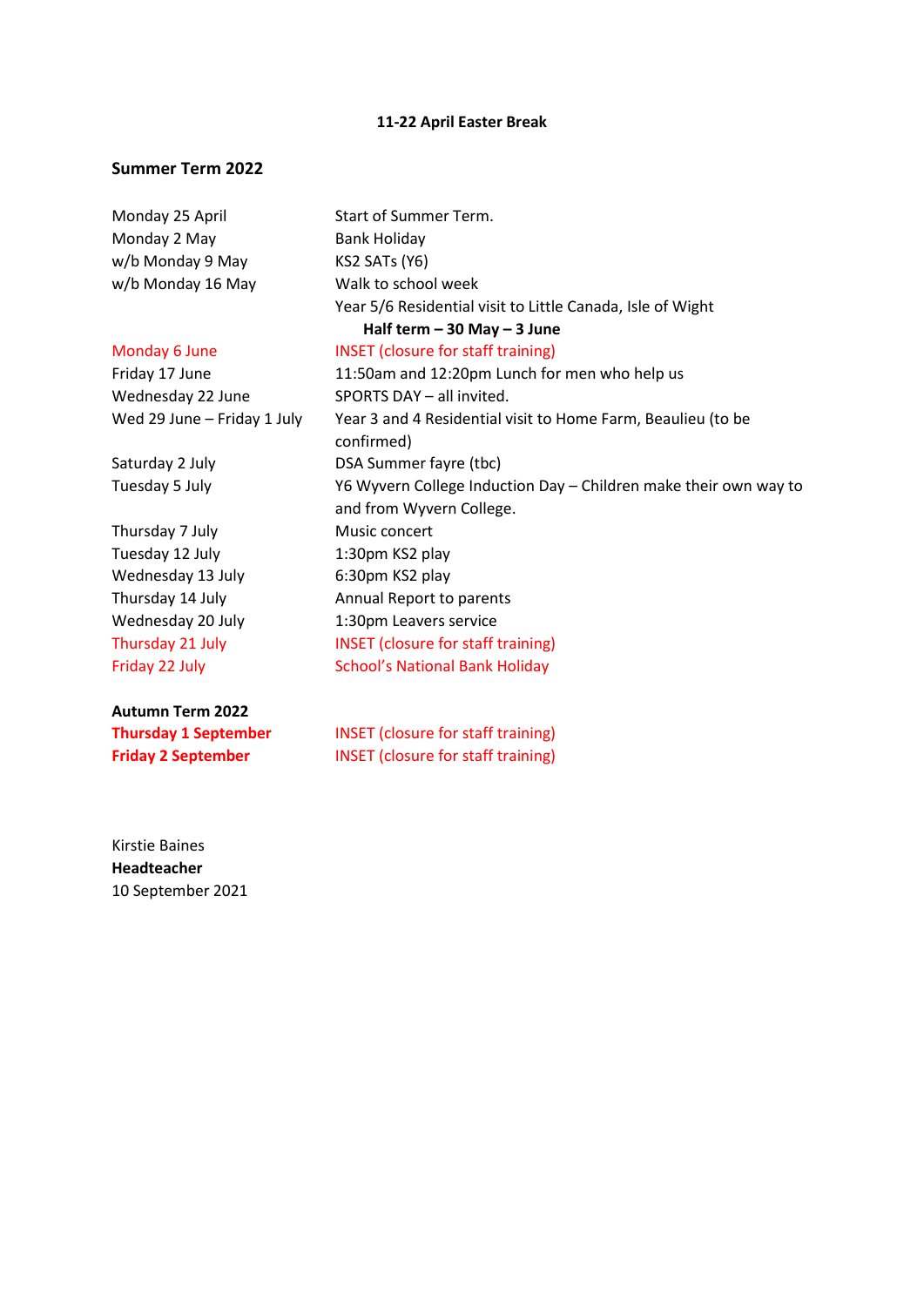**11-22 April Easter Break**

**Summer Term 2022**

| | |
|---|---|
| Monday 25 April | Start of Summer Term. |
| Monday 2 May | Bank Holiday |
| w/b Monday 9 May | KS2 SATs (Y6) |
| w/b Monday 16 May | Walk to school week |
| | Year 5/6 Residential visit to Little Canada, Isle of Wight |
| | **Half term – 30 May – 3 June** |
| Monday 6 June | INSET (closure for staff training) |
| Friday 17 June | 11:50am and 12:20pm Lunch for men who help us |
| Wednesday 22 June | SPORTS DAY – all invited. |
| Wed 29 June – Friday 1 July | Year 3 and 4 Residential visit to Home Farm, Beaulieu (to be confirmed) |
| Saturday 2 July | DSA Summer fayre (tbc) |
| Tuesday 5 July | Y6 Wyvern College Induction Day – Children make their own way to and from Wyvern College. |
| Thursday 7 July | Music concert |
| Tuesday 12 July | 1:30pm KS2 play |
| Wednesday 13 July | 6:30pm KS2 play |
| Thursday 14 July | Annual Report to parents |
| Wednesday 20 July | 1:30pm Leavers service |
| Thursday 21 July | INSET (closure for staff training) |
| Friday 22 July | School's National Bank Holiday |

**Autumn Term 2022**

| | |
|---|---|
| **Thursday 1 September** | INSET (closure for staff training) |
| **Friday 2 September** | INSET (closure for staff training) |

Kirstie Baines
**Headteacher**
10 September 2021